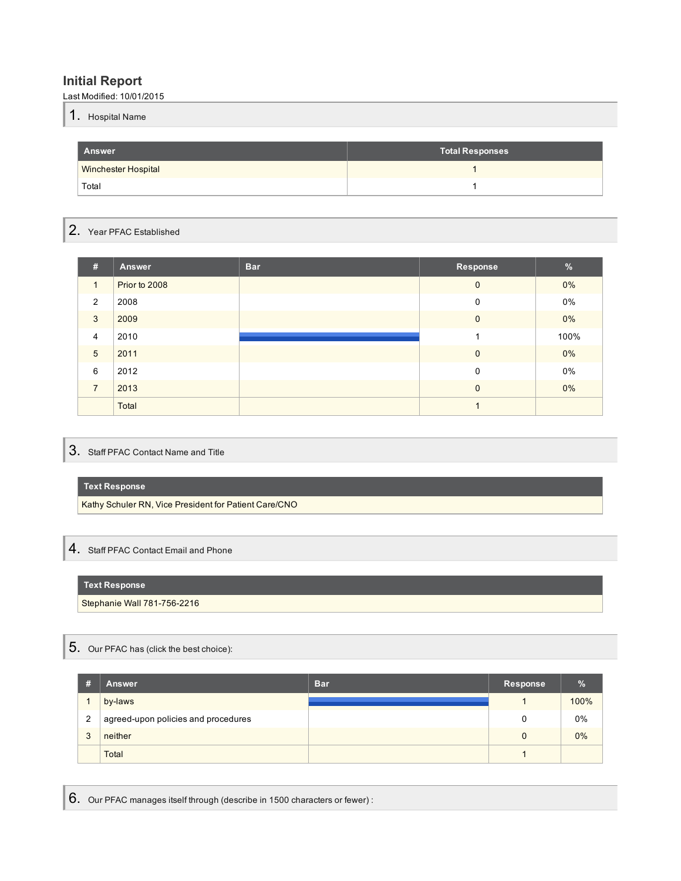# Initial Report

Last Modified: 10/01/2015

## 1. Hospital Name

| Answer | Total Responses |
|---|---|
| Winchester Hospital | 1 |
| Total | 1 |

## 2. Year PFAC Established

| # | Answer | Bar | Response | % |
|---|---|---|---|---|
| 1 | Prior to 2008 | | 0 | 0% |
| 2 | 2008 | | 0 | 0% |
| 3 | 2009 | | 0 | 0% |
| 4 | 2010 | | 1 | 100% |
| 5 | 2011 | | 0 | 0% |
| 6 | 2012 | | 0 | 0% |
| 7 | 2013 | | 0 | 0% |
| | Total | | 1 | |

## 3. Staff PFAC Contact Name and Title

| Text Response |
|---|
| Kathy Schuler RN, Vice President for Patient Care/CNO |

## 4. Staff PFAC Contact Email and Phone

| Text Response |
|---|
| Stephanie Wall 781-756-2216 |

## 5. Our PFAC has (click the best choice):

| # | Answer | Bar | Response | % |
|---|---|---|---|---|
| 1 | by-laws | | 1 | 100% |
| 2 | agreed-upon policies and procedures | | 0 | 0% |
| 3 | neither | | 0 | 0% |
| | Total | | 1 | |

## 6. Our PFAC manages itself through (describe in 1500 characters or fewer) :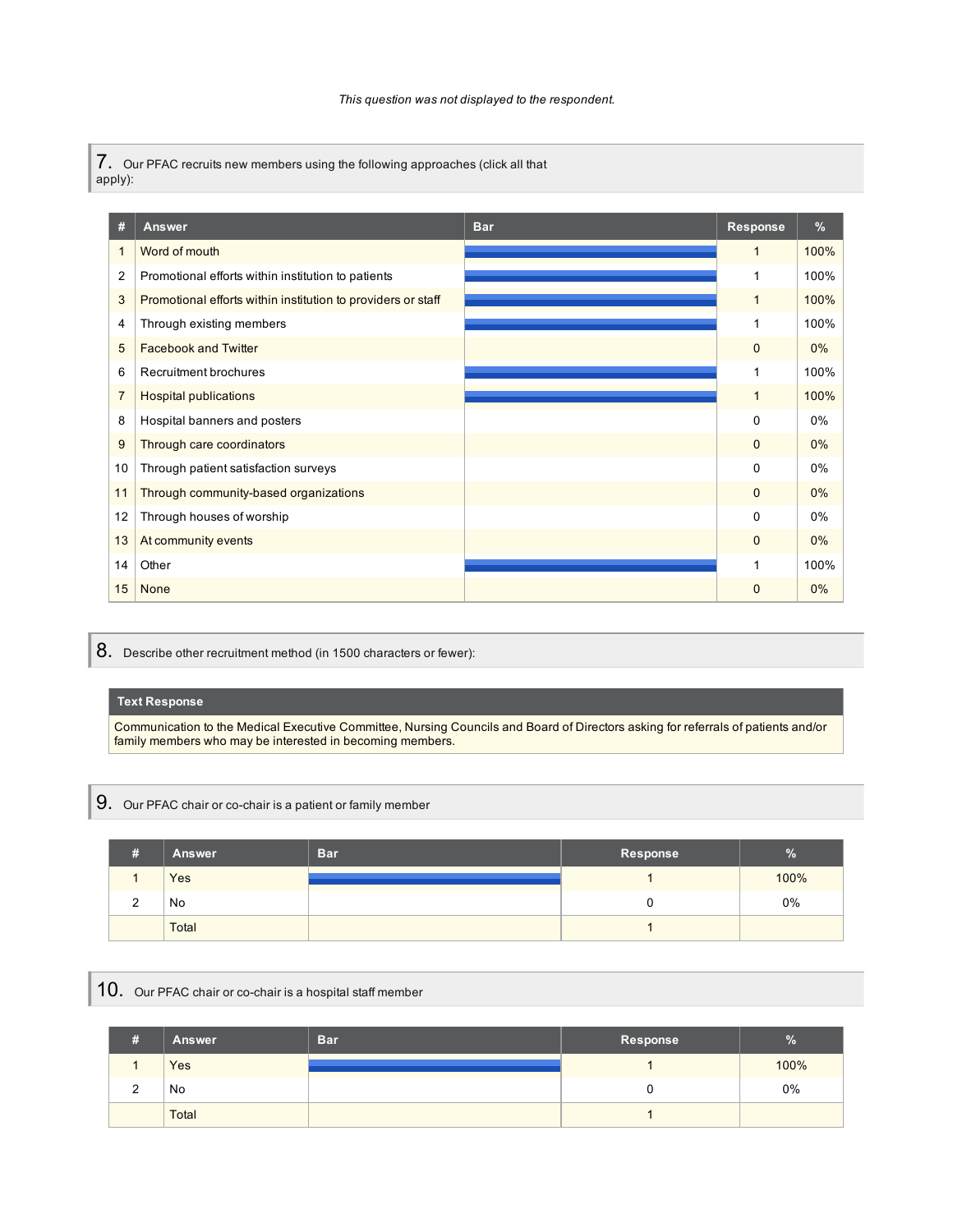*This question was not displayed to the respondent.*

## 7. Our PFAC recruits new members using the following approaches (click all that apply):

| # | Answer | Bar | Response | % |
|---|---|---|---|---|
| 1 | Word of mouth | | 1 | 100% |
| 2 | Promotional efforts within institution to patients | | 1 | 100% |
| 3 | Promotional efforts within institution to providers or staff | | 1 | 100% |
| 4 | Through existing members | | 1 | 100% |
| 5 | Facebook and Twitter | | 0 | 0% |
| 6 | Recruitment brochures | | 1 | 100% |
| 7 | Hospital publications | | 1 | 100% |
| 8 | Hospital banners and posters | | 0 | 0% |
| 9 | Through care coordinators | | 0 | 0% |
| 10 | Through patient satisfaction surveys | | 0 | 0% |
| 11 | Through community-based organizations | | 0 | 0% |
| 12 | Through houses of worship | | 0 | 0% |
| 13 | At community events | | 0 | 0% |
| 14 | Other | | 1 | 100% |
| 15 | None | | 0 | 0% |

## 8. Describe other recruitment method (in 1500 characters or fewer):

| Text Response |
|---|
| Communication to the Medical Executive Committee, Nursing Councils and Board of Directors asking for referrals of patients and/or family members who may be interested in becoming members. |

## 9. Our PFAC chair or co-chair is a patient or family member

| # | Answer | Bar | Response | % |
|---|---|---|---|---|
| 1 | Yes | | 1 | 100% |
| 2 | No | | 0 | 0% |
| | Total | | 1 | |

## 10. Our PFAC chair or co-chair is a hospital staff member

| # | Answer | Bar | Response | % |
|---|---|---|---|---|
| 1 | Yes | | 1 | 100% |
| 2 | No | | 0 | 0% |
| | Total | | 1 | |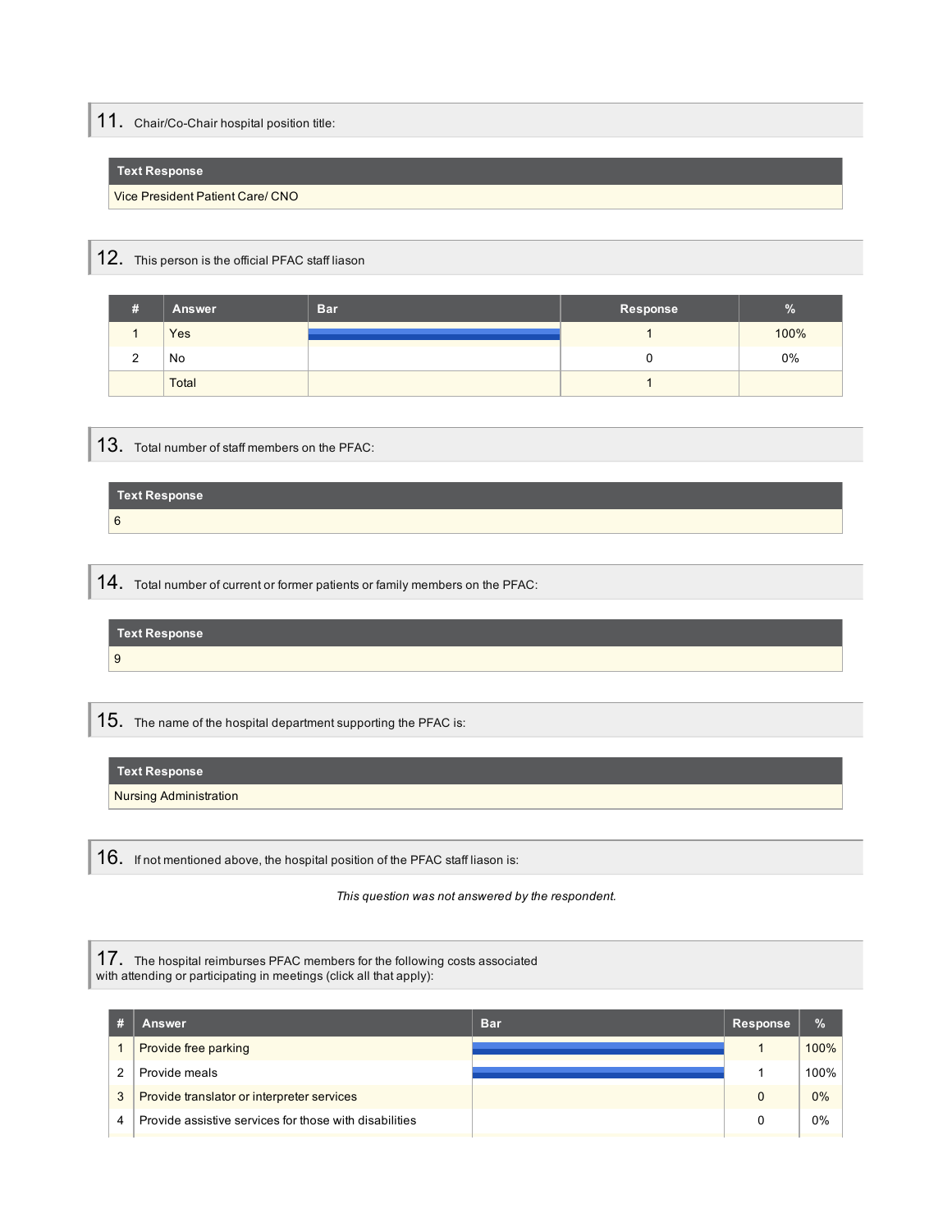## 11. Chair/Co-Chair hospital position title:

| Text Response |
|---|
| Vice President Patient Care/ CNO |

## 12. This person is the official PFAC staff liason

| # | Answer | Bar | Response | % |
|---|---|---|---|---|
| 1 | Yes | | 1 | 100% |
| 2 | No | | 0 | 0% |
| | Total | | 1 | |

## 13. Total number of staff members on the PFAC:

| Text Response |
|---|
| 6 |

## 14. Total number of current or former patients or family members on the PFAC:

| Text Response |
|---|
| 9 |

## 15. The name of the hospital department supporting the PFAC is:

| Text Response |
|---|
| Nursing Administration |

## 16. If not mentioned above, the hospital position of the PFAC staff liason is:

*This question was not answered by the respondent.*

## 17. The hospital reimburses PFAC members for the following costs associated with attending or participating in meetings (click all that apply):

| # | Answer | Bar | Response | % |
|---|---|---|---|---|
| 1 | Provide free parking | | 1 | 100% |
| 2 | Provide meals | | 1 | 100% |
| 3 | Provide translator or interpreter services | | 0 | 0% |
| 4 | Provide assistive services for those with disabilities | | 0 | 0% |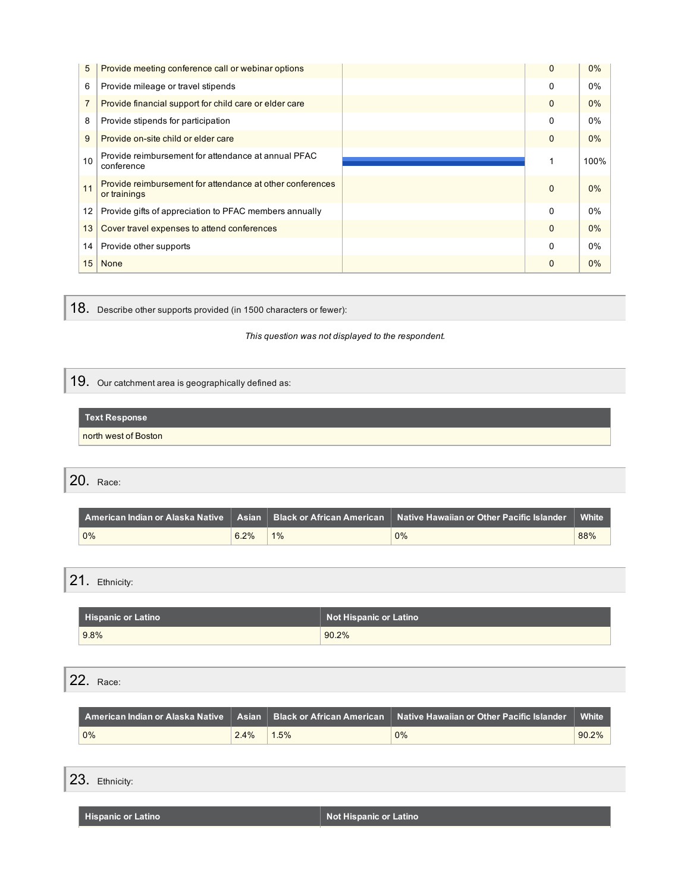| | | | | |
|---|---|---|---|---|
| 5 | Provide meeting conference call or webinar options | | 0 | 0% |
| 6 | Provide mileage or travel stipends | | 0 | 0% |
| 7 | Provide financial support for child care or elder care | | 0 | 0% |
| 8 | Provide stipends for participation | | 0 | 0% |
| 9 | Provide on-site child or elder care | | 0 | 0% |
| 10 | Provide reimbursement for attendance at annual PFAC conference | | 1 | 100% |
| 11 | Provide reimbursement for attendance at other conferences or trainings | | 0 | 0% |
| 12 | Provide gifts of appreciation to PFAC members annually | | 0 | 0% |
| 13 | Cover travel expenses to attend conferences | | 0 | 0% |
| 14 | Provide other supports | | 0 | 0% |
| 15 | None | | 0 | 0% |

## 18. Describe other supports provided (in 1500 characters or fewer):

*This question was not displayed to the respondent.*

## 19. Our catchment area is geographically defined as:

| Text Response |
|---|
| north west of Boston |

## 20. Race:

| American Indian or Alaska Native | Asian | Black or African American | Native Hawaiian or Other Pacific Islander | White |
|---|---|---|---|---|
| 0% | 6.2% | 1% | 0% | 88% |

## 21. Ethnicity:

| Hispanic or Latino | Not Hispanic or Latino |
|---|---|
| 9.8% | 90.2% |

## 22. Race:

| American Indian or Alaska Native | Asian | Black or African American | Native Hawaiian or Other Pacific Islander | White |
|---|---|---|---|---|
| 0% | 2.4% | 1.5% | 0% | 90.2% |

## 23. Ethnicity:

| Hispanic or Latino | Not Hispanic or Latino |
|---|---|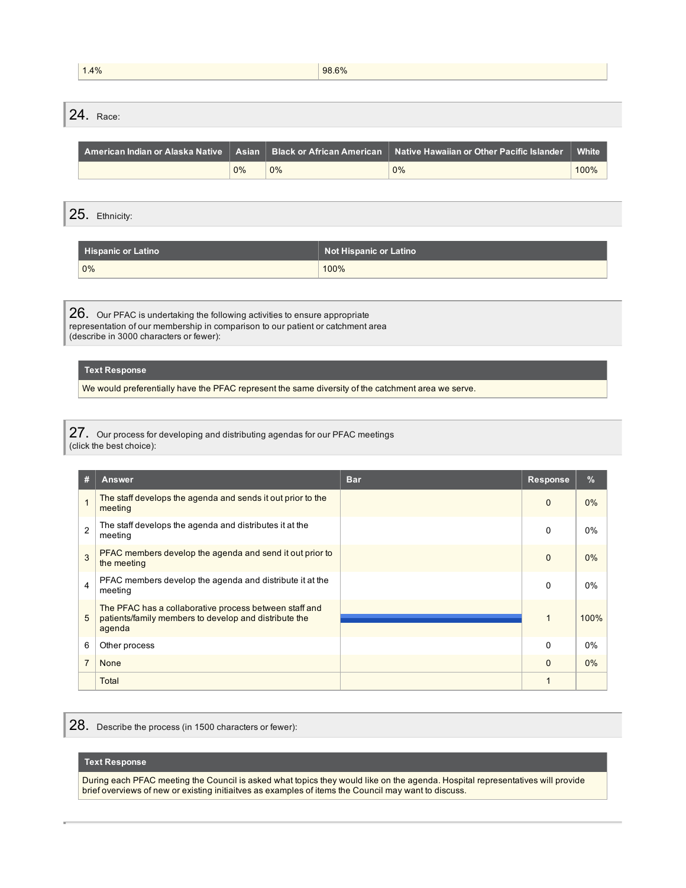| | |
|---|---|
| 1.4% | 98.6% |

## 24. Race:

| American Indian or Alaska Native | Asian | Black or African American | Native Hawaiian or Other Pacific Islander | White |
|---|---|---|---|---|
| | 0% | 0% | 0% | 100% |

## 25. Ethnicity:

| Hispanic or Latino | Not Hispanic or Latino |
|---|---|
| 0% | 100% |

## 26. Our PFAC is undertaking the following activities to ensure appropriate representation of our membership in comparison to our patient or catchment area (describe in 3000 characters or fewer):

| Text Response |
|---|
| We would preferentially have the PFAC represent the same diversity of the catchment area we serve. |

## 27. Our process for developing and distributing agendas for our PFAC meetings (click the best choice):

| # | Answer | Bar | Response | % |
|---|---|---|---|---|
| 1 | The staff develops the agenda and sends it out prior to the meeting | | 0 | 0% |
| 2 | The staff develops the agenda and distributes it at the meeting | | 0 | 0% |
| 3 | PFAC members develop the agenda and send it out prior to the meeting | | 0 | 0% |
| 4 | PFAC members develop the agenda and distribute it at the meeting | | 0 | 0% |
| 5 | The PFAC has a collaborative process between staff and patients/family members to develop and distribute the agenda | | 1 | 100% |
| 6 | Other process | | 0 | 0% |
| 7 | None | | 0 | 0% |
| | Total | | 1 | |

## 28. Describe the process (in 1500 characters or fewer):

| Text Response |
|---|
| During each PFAC meeting the Council is asked what topics they would like on the agenda. Hospital representatives will provide brief overviews of new or existing initiaitves as examples of items the Council may want to discuss. |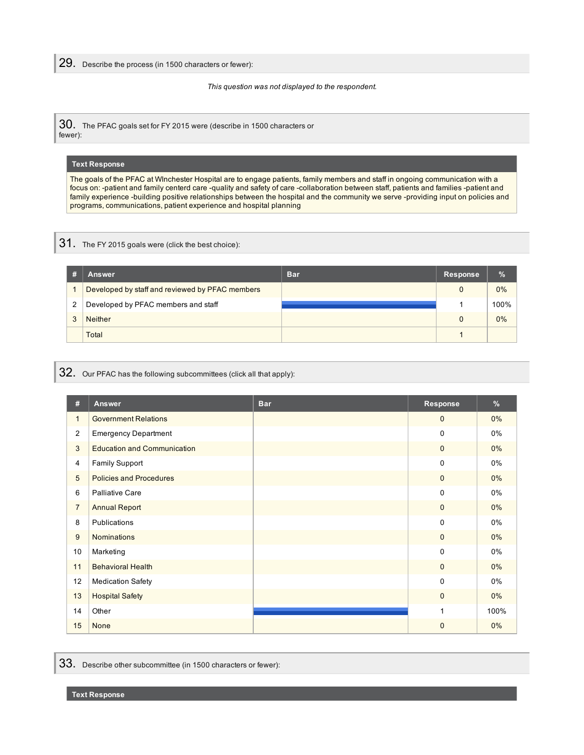## 29. Describe the process (in 1500 characters or fewer):

*This question was not displayed to the respondent.*

## 30. The PFAC goals set for FY 2015 were (describe in 1500 characters or fewer):

| Text Response |
|---|
| The goals of the PFAC at WInchester Hospital are to engage patients, family members and staff in ongoing communication with a focus on: -patient and family centerd care -quality and safety of care -collaboration between staff, patients and families -patient and family experience -building positive relationships between the hospital and the community we serve -providing input on policies and programs, communications, patient experience and hospital planning |

## 31. The FY 2015 goals were (click the best choice):

| # | Answer | Bar | Response | % |
|---|---|---|---|---|
| 1 | Developed by staff and reviewed by PFAC members | | 0 | 0% |
| 2 | Developed by PFAC members and staff | | 1 | 100% |
| 3 | Neither | | 0 | 0% |
| | Total | | 1 | |

## 32. Our PFAC has the following subcommittees (click all that apply):

| # | Answer | Bar | Response | % |
|---|---|---|---|---|
| 1 | Government Relations | | 0 | 0% |
| 2 | Emergency Department | | 0 | 0% |
| 3 | Education and Communication | | 0 | 0% |
| 4 | Family Support | | 0 | 0% |
| 5 | Policies and Procedures | | 0 | 0% |
| 6 | Palliative Care | | 0 | 0% |
| 7 | Annual Report | | 0 | 0% |
| 8 | Publications | | 0 | 0% |
| 9 | Nominations | | 0 | 0% |
| 10 | Marketing | | 0 | 0% |
| 11 | Behavioral Health | | 0 | 0% |
| 12 | Medication Safety | | 0 | 0% |
| 13 | Hospital Safety | | 0 | 0% |
| 14 | Other | | 1 | 100% |
| 15 | None | | 0 | 0% |

## 33. Describe other subcommittee (in 1500 characters or fewer):

| Text Response |
|---|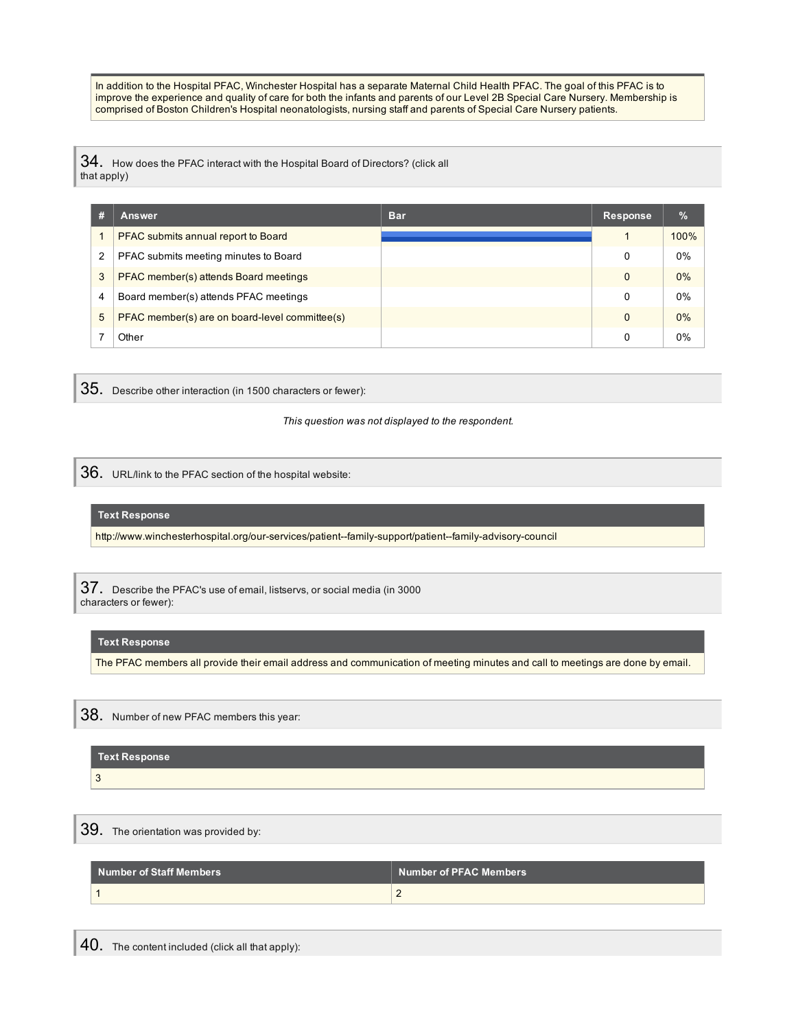In addition to the Hospital PFAC, Winchester Hospital has a separate Maternal Child Health PFAC. The goal of this PFAC is to improve the experience and quality of care for both the infants and parents of our Level 2B Special Care Nursery. Membership is comprised of Boston Children's Hospital neonatologists, nursing staff and parents of Special Care Nursery patients.

## 34. How does the PFAC interact with the Hospital Board of Directors? (click all that apply)

| # | Answer | Bar | Response | % |
|---|---|---|---|---|
| 1 | PFAC submits annual report to Board | | 1 | 100% |
| 2 | PFAC submits meeting minutes to Board | | 0 | 0% |
| 3 | PFAC member(s) attends Board meetings | | 0 | 0% |
| 4 | Board member(s) attends PFAC meetings | | 0 | 0% |
| 5 | PFAC member(s) are on board-level committee(s) | | 0 | 0% |
| 7 | Other | | 0 | 0% |

## 35. Describe other interaction (in 1500 characters or fewer):

*This question was not displayed to the respondent.*

## 36. URL/link to the PFAC section of the hospital website:

| Text Response |
|---|
| http://www.winchesterhospital.org/our-services/patient--family-support/patient--family-advisory-council |

## 37. Describe the PFAC's use of email, listservs, or social media (in 3000 characters or fewer):

| Text Response |
|---|
| The PFAC members all provide their email address and communication of meeting minutes and call to meetings are done by email. |

## 38. Number of new PFAC members this year:

| Text Response |
|---|
| 3 |

## 39. The orientation was provided by:

| Number of Staff Members | Number of PFAC Members |
|---|---|
| 1 | 2 |

## 40. The content included (click all that apply):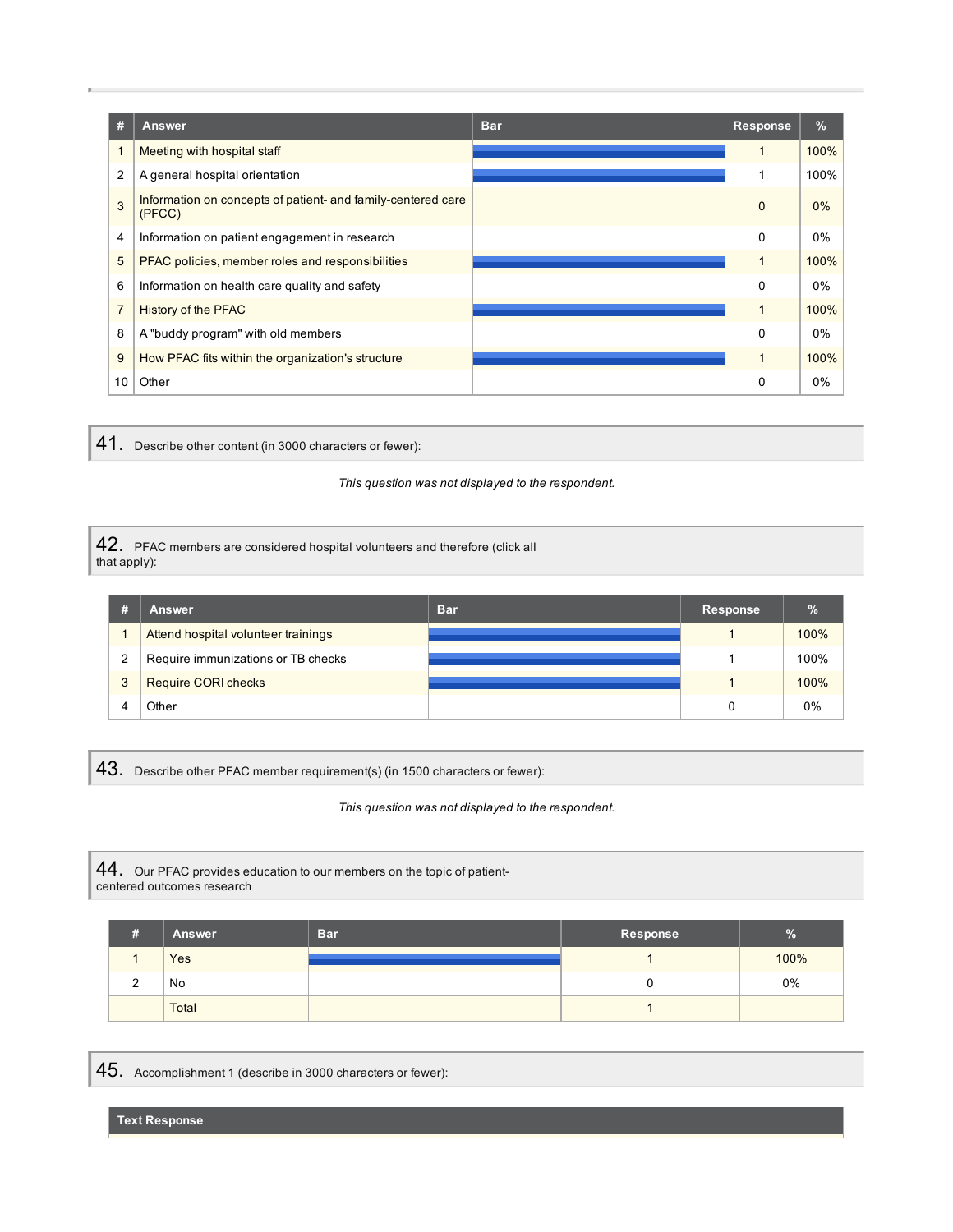| # | Answer | Bar | Response | % |
|---|---|---|---|---|
| 1 | Meeting with hospital staff | | 1 | 100% |
| 2 | A general hospital orientation | | 1 | 100% |
| 3 | Information on concepts of patient- and family-centered care (PFCC) | | 0 | 0% |
| 4 | Information on patient engagement in research | | 0 | 0% |
| 5 | PFAC policies, member roles and responsibilities | | 1 | 100% |
| 6 | Information on health care quality and safety | | 0 | 0% |
| 7 | History of the PFAC | | 1 | 100% |
| 8 | A "buddy program" with old members | | 0 | 0% |
| 9 | How PFAC fits within the organization's structure | | 1 | 100% |
| 10 | Other | | 0 | 0% |

## 41. Describe other content (in 3000 characters or fewer):

*This question was not displayed to the respondent.*

## 42. PFAC members are considered hospital volunteers and therefore (click all that apply):

| # | Answer | Bar | Response | % |
|---|---|---|---|---|
| 1 | Attend hospital volunteer trainings | | 1 | 100% |
| 2 | Require immunizations or TB checks | | 1 | 100% |
| 3 | Require CORI checks | | 1 | 100% |
| 4 | Other | | 0 | 0% |

## 43. Describe other PFAC member requirement(s) (in 1500 characters or fewer):

*This question was not displayed to the respondent.*

## 44. Our PFAC provides education to our members on the topic of patient-centered outcomes research

| # | Answer | Bar | Response | % |
|---|---|---|---|---|
| 1 | Yes | | 1 | 100% |
| 2 | No | | 0 | 0% |
| | Total | | 1 | |

## 45. Accomplishment 1 (describe in 3000 characters or fewer):

| Text Response |
|---|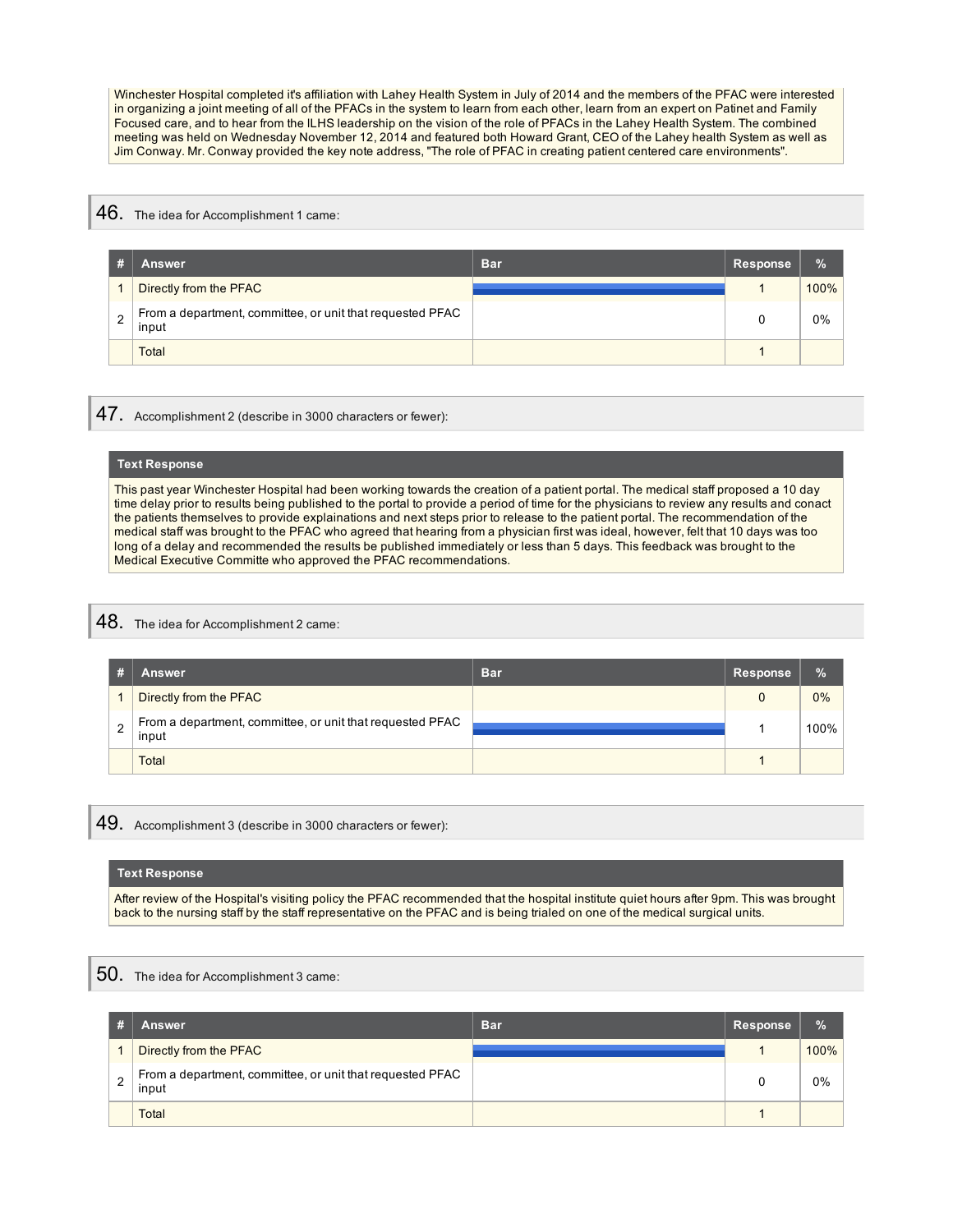Winchester Hospital completed it's affiliation with Lahey Health System in July of 2014 and the members of the PFAC were interested in organizing a joint meeting of all of the PFACs in the system to learn from each other, learn from an expert on Patinet and Family Focused care, and to hear from the ILHS leadership on the vision of the role of PFACs in the Lahey Health System. The combined meeting was held on Wednesday November 12, 2014 and featured both Howard Grant, CEO of the Lahey health System as well as Jim Conway. Mr. Conway provided the key note address, "The role of PFAC in creating patient centered care environments".

## 46. The idea for Accomplishment 1 came:

| # | Answer | Bar | Response | % |
|---|---|---|---|---|
| 1 | Directly from the PFAC | | 1 | 100% |
| 2 | From a department, committee, or unit that requested PFAC input | | 0 | 0% |
| | Total | | 1 | |

## 47. Accomplishment 2 (describe in 3000 characters or fewer):

| Text Response |
|---|
| This past year Winchester Hospital had been working towards the creation of a patient portal. The medical staff proposed a 10 day time delay prior to results being published to the portal to provide a period of time for the physicians to review any results and conact the patients themselves to provide explainations and next steps prior to release to the patient portal. The recommendation of the medical staff was brought to the PFAC who agreed that hearing from a physician first was ideal, however, felt that 10 days was too long of a delay and recommended the results be published immediately or less than 5 days. This feedback was brought to the Medical Executive Committe who approved the PFAC recommendations. |

## 48. The idea for Accomplishment 2 came:

| # | Answer | Bar | Response | % |
|---|---|---|---|---|
| 1 | Directly from the PFAC | | 0 | 0% |
| 2 | From a department, committee, or unit that requested PFAC input | | 1 | 100% |
| | Total | | 1 | |

## 49. Accomplishment 3 (describe in 3000 characters or fewer):

| Text Response |
|---|
| After review of the Hospital's visiting policy the PFAC recommended that the hospital institute quiet hours after 9pm. This was brought back to the nursing staff by the staff representative on the PFAC and is being trialed on one of the medical surgical units. |

## 50. The idea for Accomplishment 3 came:

| # | Answer | Bar | Response | % |
|---|---|---|---|---|
| 1 | Directly from the PFAC | | 1 | 100% |
| 2 | From a department, committee, or unit that requested PFAC input | | 0 | 0% |
| | Total | | 1 | |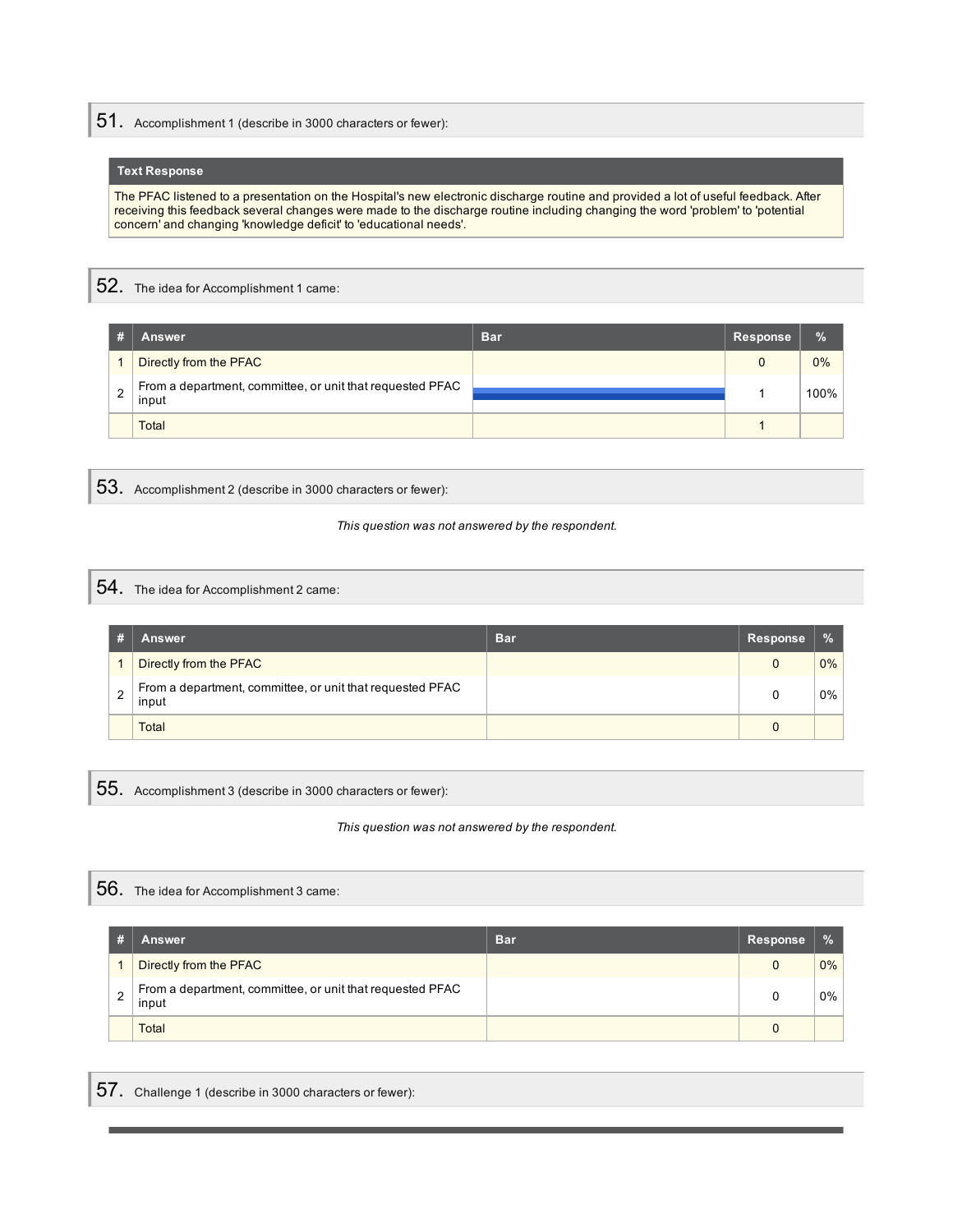## 51. Accomplishment 1 (describe in 3000 characters or fewer):

| Text Response |
|---|
| The PFAC listened to a presentation on the Hospital's new electronic discharge routine and provided a lot of useful feedback. After receiving this feedback several changes were made to the discharge routine including changing the word 'problem' to 'potential concern' and changing 'knowledge deficit' to 'educational needs'. |

## 52. The idea for Accomplishment 1 came:

| # | Answer | Bar | Response | % |
|---|---|---|---|---|
| 1 | Directly from the PFAC | | 0 | 0% |
| 2 | From a department, committee, or unit that requested PFAC input | | 1 | 100% |
| | Total | | 1 | |

## 53. Accomplishment 2 (describe in 3000 characters or fewer):

*This question was not answered by the respondent.*

## 54. The idea for Accomplishment 2 came:

| # | Answer | Bar | Response | % |
|---|---|---|---|---|
| 1 | Directly from the PFAC | | 0 | 0% |
| 2 | From a department, committee, or unit that requested PFAC input | | 0 | 0% |
| | Total | | 0 | |

## 55. Accomplishment 3 (describe in 3000 characters or fewer):

*This question was not answered by the respondent.*

## 56. The idea for Accomplishment 3 came:

| # | Answer | Bar | Response | % |
|---|---|---|---|---|
| 1 | Directly from the PFAC | | 0 | 0% |
| 2 | From a department, committee, or unit that requested PFAC input | | 0 | 0% |
| | Total | | 0 | |

## 57. Challenge 1 (describe in 3000 characters or fewer):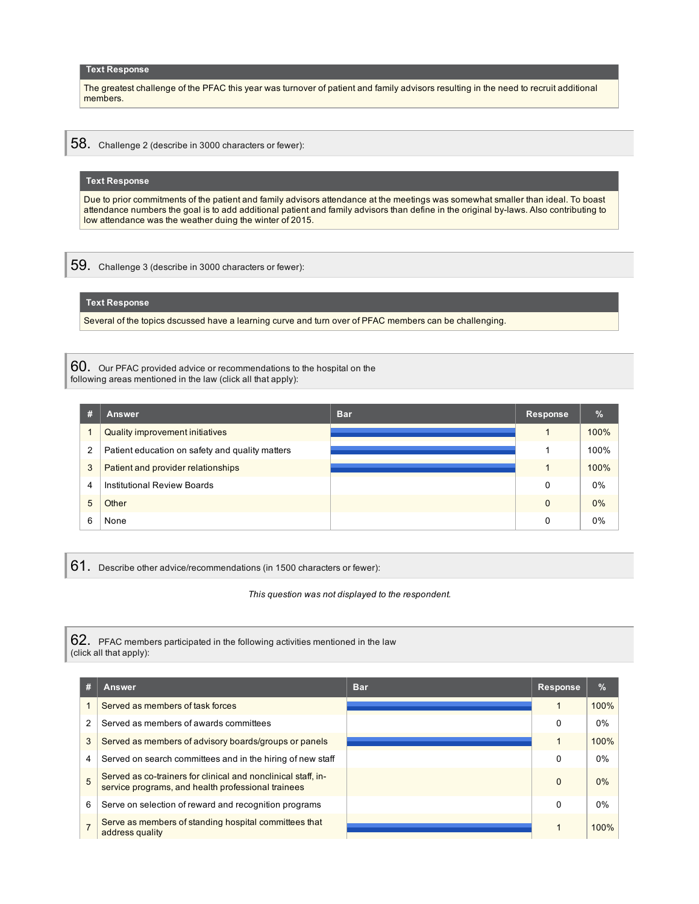**Text Response**

The greatest challenge of the PFAC this year was turnover of patient and family advisors resulting in the need to recruit additional members.

## 58. Challenge 2 (describe in 3000 characters or fewer):

**Text Response**

Due to prior commitments of the patient and family advisors attendance at the meetings was somewhat smaller than ideal. To boast attendance numbers the goal is to add additional patient and family advisors than define in the original by-laws. Also contributing to low attendance was the weather duing the winter of 2015.

## 59. Challenge 3 (describe in 3000 characters or fewer):

**Text Response**

Several of the topics dscussed have a learning curve and turn over of PFAC members can be challenging.

## 60. Our PFAC provided advice or recommendations to the hospital on the following areas mentioned in the law (click all that apply):

| # | Answer | Bar | Response | % |
|---|---|---|---|---|
| 1 | Quality improvement initiatives | | 1 | 100% |
| 2 | Patient education on safety and quality matters | | 1 | 100% |
| 3 | Patient and provider relationships | | 1 | 100% |
| 4 | Institutional Review Boards | | 0 | 0% |
| 5 | Other | | 0 | 0% |
| 6 | None | | 0 | 0% |

## 61. Describe other advice/recommendations (in 1500 characters or fewer):

*This question was not displayed to the respondent.*

## 62. PFAC members participated in the following activities mentioned in the law (click all that apply):

| # | Answer | Bar | Response | % |
|---|---|---|---|---|
| 1 | Served as members of task forces | | 1 | 100% |
| 2 | Served as members of awards committees | | 0 | 0% |
| 3 | Served as members of advisory boards/groups or panels | | 1 | 100% |
| 4 | Served on search committees and in the hiring of new staff | | 0 | 0% |
| 5 | Served as co-trainers for clinical and nonclinical staff, in-service programs, and health professional trainees | | 0 | 0% |
| 6 | Serve on selection of reward and recognition programs | | 0 | 0% |
| 7 | Serve as members of standing hospital committees that address quality | | 1 | 100% |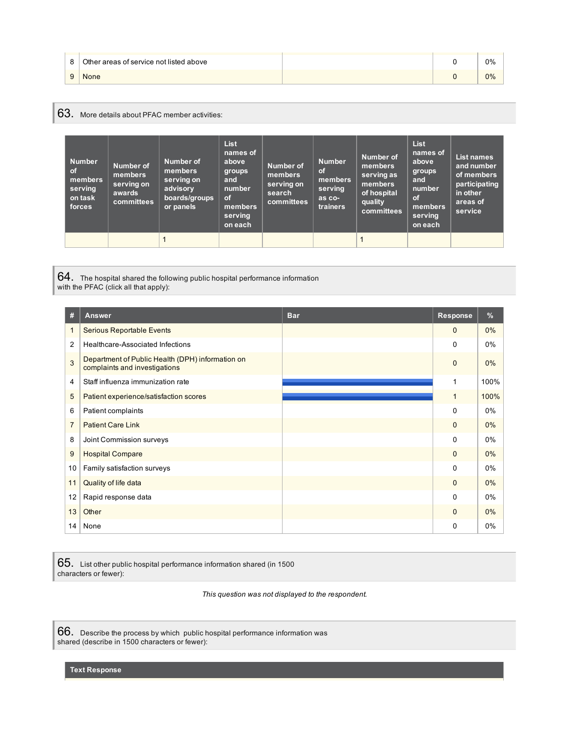| # | Answer | Bar | Response | % |
|---|---|---|---|---|
| 8 | Other areas of service not listed above | | 0 | 0% |
| 9 | None | | 0 | 0% |

## 63. More details about PFAC member activities:

| Number of members serving on task forces | Number of members serving on awards committees | Number of members serving on advisory boards/groups or panels | List names of above groups and number of members serving on each | Number of members serving on search committees | Number of members serving as co-trainers | Number of members serving as members of hospital quality committees | List names of above groups and number of members serving on each | List names and number of members participating in other areas of service |
|---|---|---|---|---|---|---|---|---|
| | | 1 | | | | 1 | | |

## 64. The hospital shared the following public hospital performance information with the PFAC (click all that apply):

| # | Answer | Bar | Response | % |
|---|---|---|---|---|
| 1 | Serious Reportable Events | | 0 | 0% |
| 2 | Healthcare-Associated Infections | | 0 | 0% |
| 3 | Department of Public Health (DPH) information on complaints and investigations | | 0 | 0% |
| 4 | Staff influenza immunization rate | | 1 | 100% |
| 5 | Patient experience/satisfaction scores | | 1 | 100% |
| 6 | Patient complaints | | 0 | 0% |
| 7 | Patient Care Link | | 0 | 0% |
| 8 | Joint Commission surveys | | 0 | 0% |
| 9 | Hospital Compare | | 0 | 0% |
| 10 | Family satisfaction surveys | | 0 | 0% |
| 11 | Quality of life data | | 0 | 0% |
| 12 | Rapid response data | | 0 | 0% |
| 13 | Other | | 0 | 0% |
| 14 | None | | 0 | 0% |

## 65. List other public hospital performance information shared (in 1500 characters or fewer):

*This question was not displayed to the respondent.*

## 66. Describe the process by which public hospital performance information was shared (describe in 1500 characters or fewer):

| Text Response |
|---|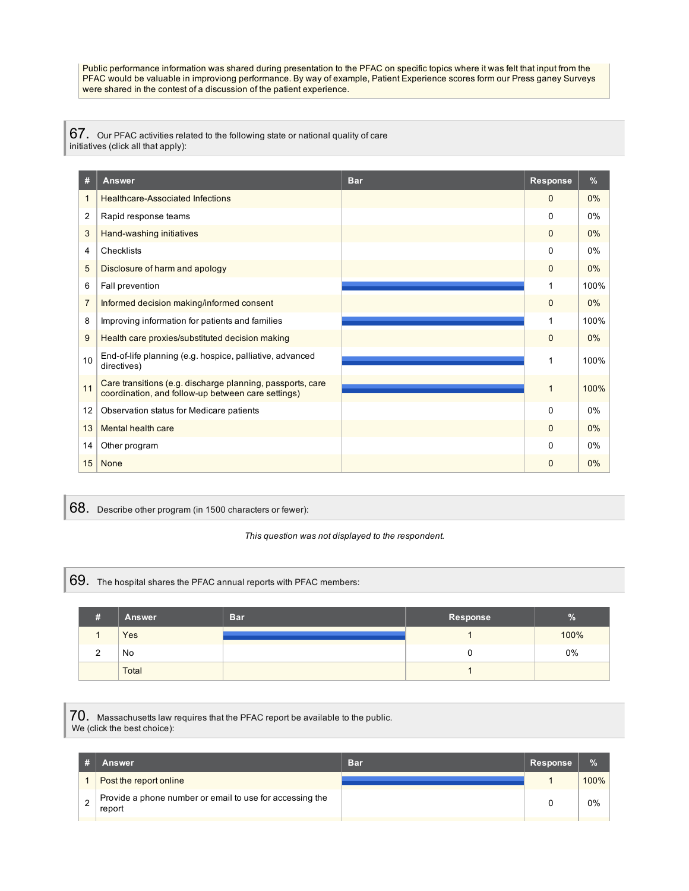Public performance information was shared during presentation to the PFAC on specific topics where it was felt that input from the PFAC would be valuable in improviong performance. By way of example, Patient Experience scores form our Press ganey Surveys were shared in the contest of a discussion of the patient experience.

## 67. Our PFAC activities related to the following state or national quality of care initiatives (click all that apply):

| # | Answer | Bar | Response | % |
|---|---|---|---|---|
| 1 | Healthcare-Associated Infections | | 0 | 0% |
| 2 | Rapid response teams | | 0 | 0% |
| 3 | Hand-washing initiatives | | 0 | 0% |
| 4 | Checklists | | 0 | 0% |
| 5 | Disclosure of harm and apology | | 0 | 0% |
| 6 | Fall prevention | | 1 | 100% |
| 7 | Informed decision making/informed consent | | 0 | 0% |
| 8 | Improving information for patients and families | | 1 | 100% |
| 9 | Health care proxies/substituted decision making | | 0 | 0% |
| 10 | End-of-life planning (e.g. hospice, palliative, advanced directives) | | 1 | 100% |
| 11 | Care transitions (e.g. discharge planning, passports, care coordination, and follow-up between care settings) | | 1 | 100% |
| 12 | Observation status for Medicare patients | | 0 | 0% |
| 13 | Mental health care | | 0 | 0% |
| 14 | Other program | | 0 | 0% |
| 15 | None | | 0 | 0% |

## 68. Describe other program (in 1500 characters or fewer):

*This question was not displayed to the respondent.*

## 69. The hospital shares the PFAC annual reports with PFAC members:

| # | Answer | Bar | Response | % |
|---|---|---|---|---|
| 1 | Yes | | 1 | 100% |
| 2 | No | | 0 | 0% |
| | Total | | 1 | |

## 70. Massachusetts law requires that the PFAC report be available to the public. We (click the best choice):

| # | Answer | Bar | Response | % |
|---|---|---|---|---|
| 1 | Post the report online | | 1 | 100% |
| 2 | Provide a phone number or email to use for accessing the report | | 0 | 0% |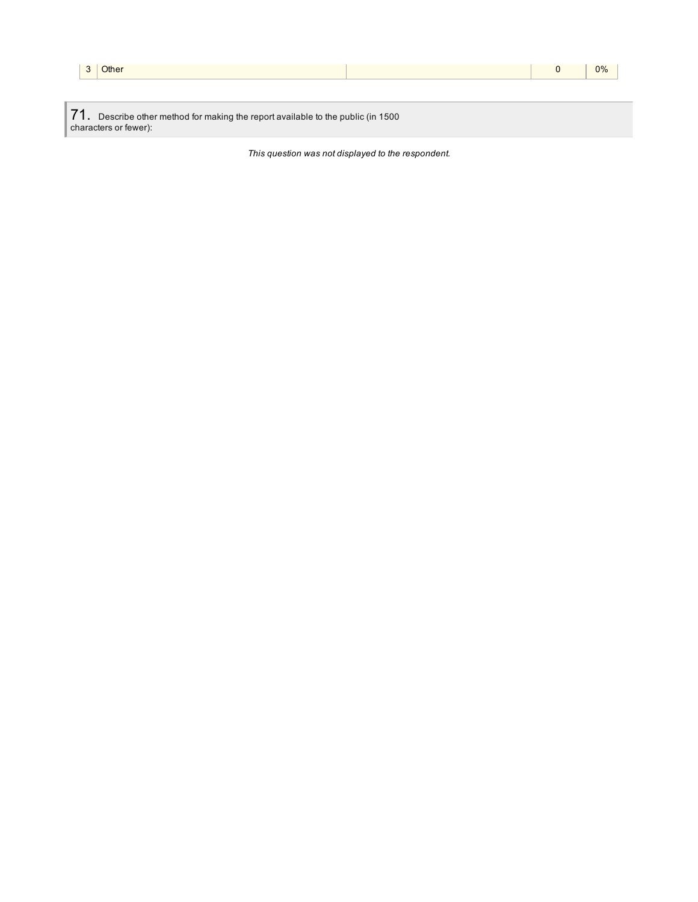| | | | | |
|---|---|---|---|---|
| 3 | Other | | 0 | 0% |

## 71. Describe other method for making the report available to the public (in 1500 characters or fewer):

*This question was not displayed to the respondent.*